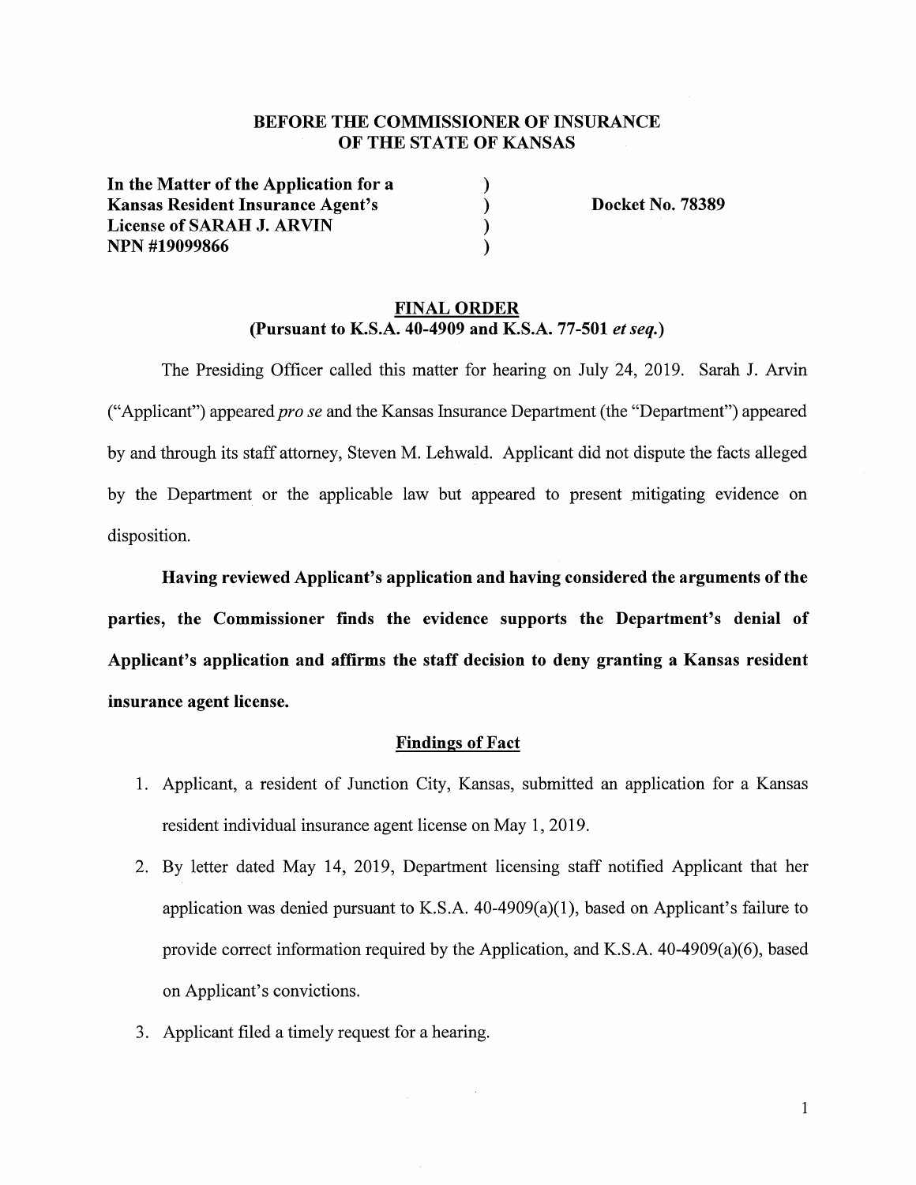**BEFORE THE COMMISSIONER OF INSURANCE**
**OF THE STATE OF KANSAS**

| | | |
|---|---|---|
| **In the Matter of the Application for a Kansas Resident Insurance Agent's License of SARAH J. ARVIN NPN #19099866** | ) ) ) ) | **Docket No. 78389** |

## FINAL ORDER
### (Pursuant to K.S.A. 40-4909 and K.S.A. 77-501 *et seq.*)

The Presiding Officer called this matter for hearing on July 24, 2019. Sarah J. Arvin ("Applicant") appeared *pro se* and the Kansas Insurance Department (the "Department") appeared by and through its staff attorney, Steven M. Lehwald. Applicant did not dispute the facts alleged by the Department or the applicable law but appeared to present mitigating evidence on disposition.

**Having reviewed Applicant's application and having considered the arguments of the parties, the Commissioner finds the evidence supports the Department's denial of Applicant's application and affirms the staff decision to deny granting a Kansas resident insurance agent license.**

### Findings of Fact

1. Applicant, a resident of Junction City, Kansas, submitted an application for a Kansas resident individual insurance agent license on May 1, 2019.
2. By letter dated May 14, 2019, Department licensing staff notified Applicant that her application was denied pursuant to K.S.A. 40-4909(a)(1), based on Applicant's failure to provide correct information required by the Application, and K.S.A. 40-4909(a)(6), based on Applicant's convictions.
3. Applicant filed a timely request for a hearing.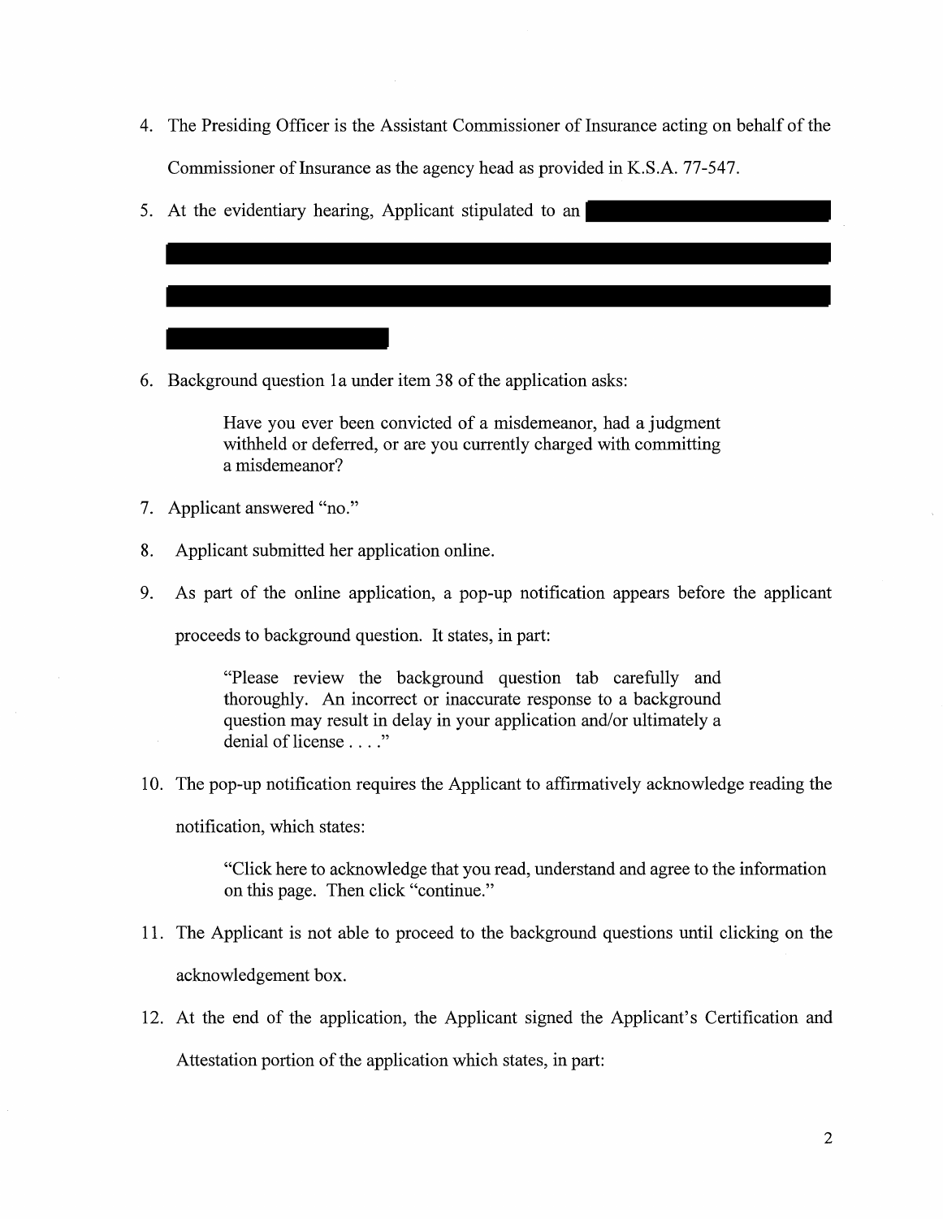4. The Presiding Officer is the Assistant Commissioner of Insurance acting on behalf of the Commissioner of Insurance as the agency head as provided in K.S.A. 77-547.

5. At the evidentiary hearing, Applicant stipulated to an

6. Background question 1a under item 38 of the application asks:

   > Have you ever been convicted of a misdemeanor, had a judgment withheld or deferred, or are you currently charged with committing a misdemeanor?

7. Applicant answered "no."

8. Applicant submitted her application online.

9. As part of the online application, a pop-up notification appears before the applicant proceeds to background question. It states, in part:

   > "Please review the background question tab carefully and thoroughly. An incorrect or inaccurate response to a background question may result in delay in your application and/or ultimately a denial of license . . . ."

10. The pop-up notification requires the Applicant to affirmatively acknowledge reading the notification, which states:

    > "Click here to acknowledge that you read, understand and agree to the information on this page. Then click "continue."

11. The Applicant is not able to proceed to the background questions until clicking on the acknowledgement box.

12. At the end of the application, the Applicant signed the Applicant's Certification and Attestation portion of the application which states, in part: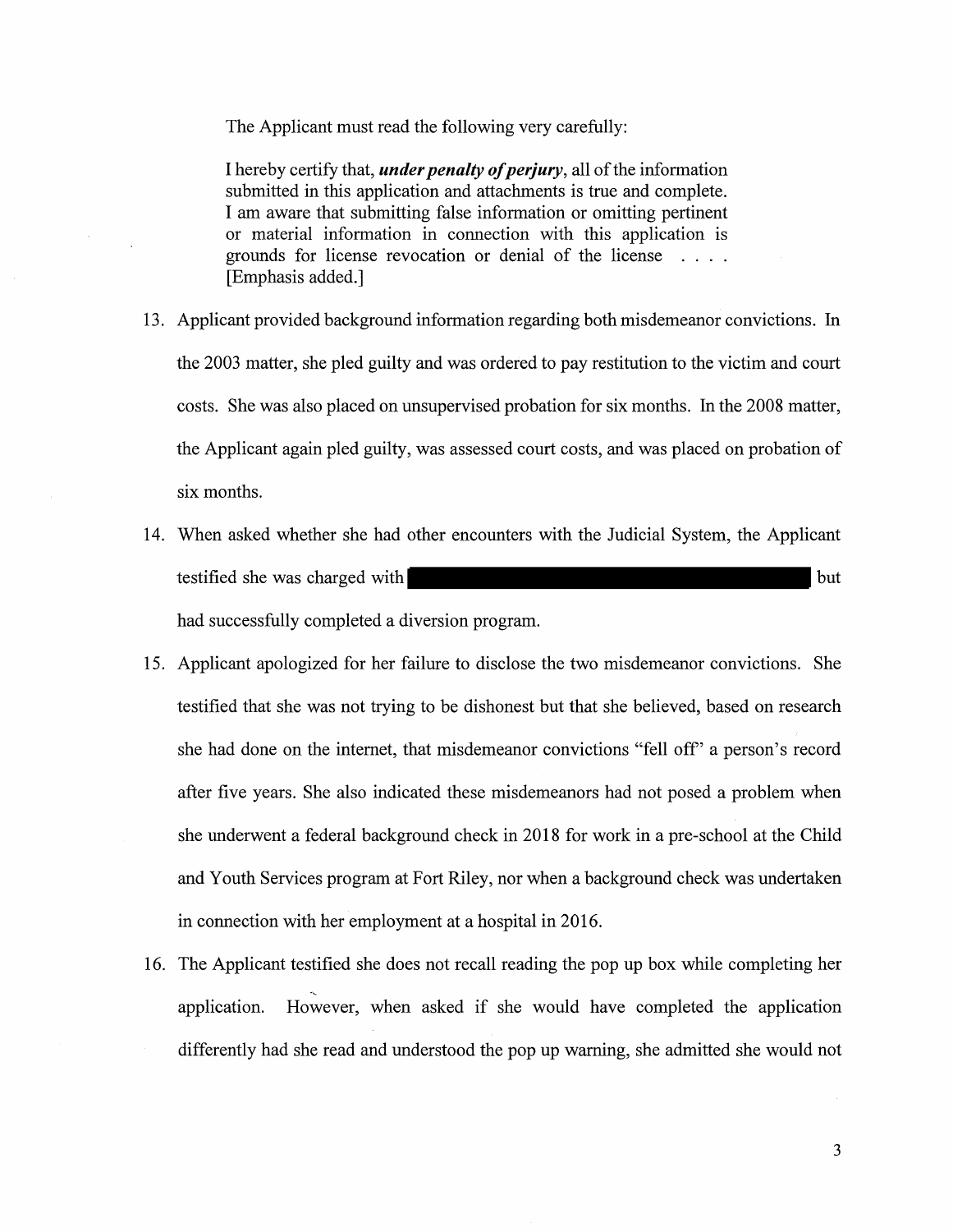The Applicant must read the following very carefully:

> I hereby certify that, ***under penalty of perjury***, all of the information submitted in this application and attachments is true and complete. I am aware that submitting false information or omitting pertinent or material information in connection with this application is grounds for license revocation or denial of the license . . . . [Emphasis added.]

13. Applicant provided background information regarding both misdemeanor convictions. In the 2003 matter, she pled guilty and was ordered to pay restitution to the victim and court costs. She was also placed on unsupervised probation for six months. In the 2008 matter, the Applicant again pled guilty, was assessed court costs, and was placed on probation of six months.
14. When asked whether she had other encounters with the Judicial System, the Applicant testified she was charged with [REDACTED] but had successfully completed a diversion program.
15. Applicant apologized for her failure to disclose the two misdemeanor convictions. She testified that she was not trying to be dishonest but that she believed, based on research she had done on the internet, that misdemeanor convictions "fell off" a person's record after five years. She also indicated these misdemeanors had not posed a problem when she underwent a federal background check in 2018 for work in a pre-school at the Child and Youth Services program at Fort Riley, nor when a background check was undertaken in connection with her employment at a hospital in 2016.
16. The Applicant testified she does not recall reading the pop up box while completing her application. However, when asked if she would have completed the application differently had she read and understood the pop up warning, she admitted she would not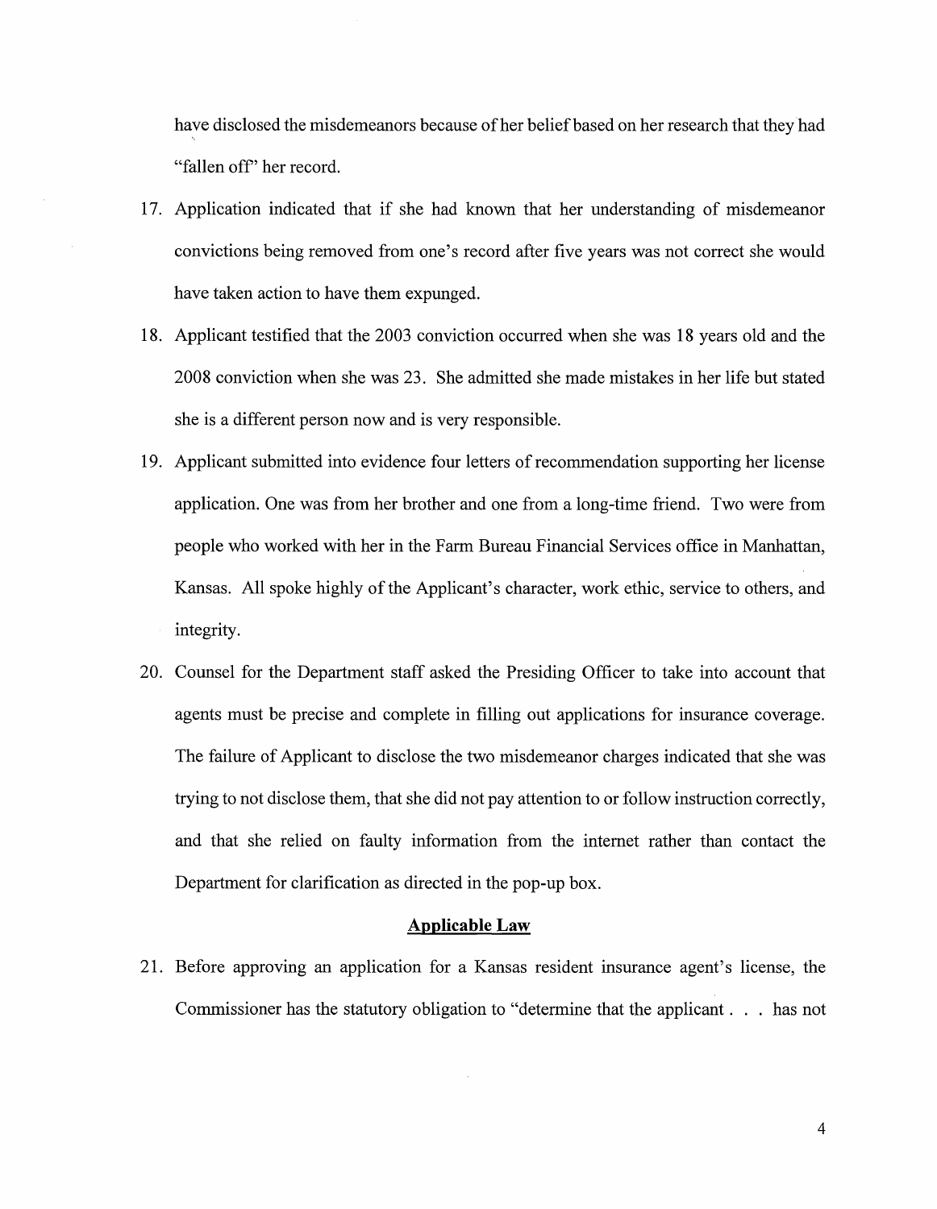have disclosed the misdemeanors because of her belief based on her research that they had "fallen off" her record.

17. Application indicated that if she had known that her understanding of misdemeanor convictions being removed from one's record after five years was not correct she would have taken action to have them expunged.

18. Applicant testified that the 2003 conviction occurred when she was 18 years old and the 2008 conviction when she was 23. She admitted she made mistakes in her life but stated she is a different person now and is very responsible.

19. Applicant submitted into evidence four letters of recommendation supporting her license application. One was from her brother and one from a long-time friend. Two were from people who worked with her in the Farm Bureau Financial Services office in Manhattan, Kansas. All spoke highly of the Applicant's character, work ethic, service to others, and integrity.

20. Counsel for the Department staff asked the Presiding Officer to take into account that agents must be precise and complete in filling out applications for insurance coverage. The failure of Applicant to disclose the two misdemeanor charges indicated that she was trying to not disclose them, that she did not pay attention to or follow instruction correctly, and that she relied on faulty information from the internet rather than contact the Department for clarification as directed in the pop-up box.

## Applicable Law

21. Before approving an application for a Kansas resident insurance agent's license, the Commissioner has the statutory obligation to "determine that the applicant . . . has not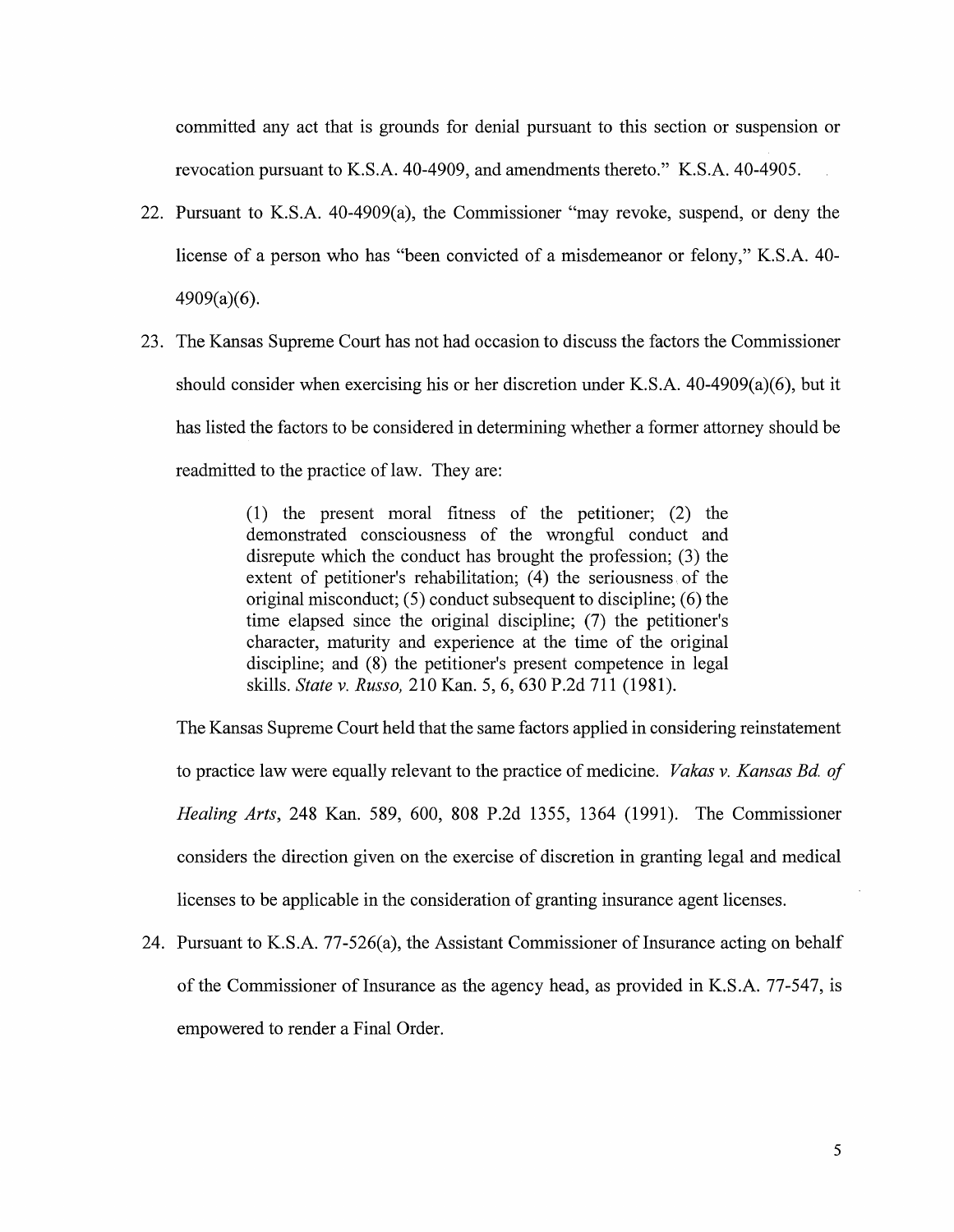committed any act that is grounds for denial pursuant to this section or suspension or revocation pursuant to K.S.A. 40-4909, and amendments thereto." K.S.A. 40-4905.

22. Pursuant to K.S.A. 40-4909(a), the Commissioner "may revoke, suspend, or deny the license of a person who has "been convicted of a misdemeanor or felony," K.S.A. 40-4909(a)(6).

23. The Kansas Supreme Court has not had occasion to discuss the factors the Commissioner should consider when exercising his or her discretion under K.S.A. 40-4909(a)(6), but it has listed the factors to be considered in determining whether a former attorney should be readmitted to the practice of law. They are:

    > (1) the present moral fitness of the petitioner; (2) the demonstrated consciousness of the wrongful conduct and disrepute which the conduct has brought the profession; (3) the extent of petitioner's rehabilitation; (4) the seriousness of the original misconduct; (5) conduct subsequent to discipline; (6) the time elapsed since the original discipline; (7) the petitioner's character, maturity and experience at the time of the original discipline; and (8) the petitioner's present competence in legal skills. *State v. Russo,* 210 Kan. 5, 6, 630 P.2d 711 (1981).

    The Kansas Supreme Court held that the same factors applied in considering reinstatement to practice law were equally relevant to the practice of medicine. *Vakas v. Kansas Bd. of Healing Arts*, 248 Kan. 589, 600, 808 P.2d 1355, 1364 (1991). The Commissioner considers the direction given on the exercise of discretion in granting legal and medical licenses to be applicable in the consideration of granting insurance agent licenses.

24. Pursuant to K.S.A. 77-526(a), the Assistant Commissioner of Insurance acting on behalf of the Commissioner of Insurance as the agency head, as provided in K.S.A. 77-547, is empowered to render a Final Order.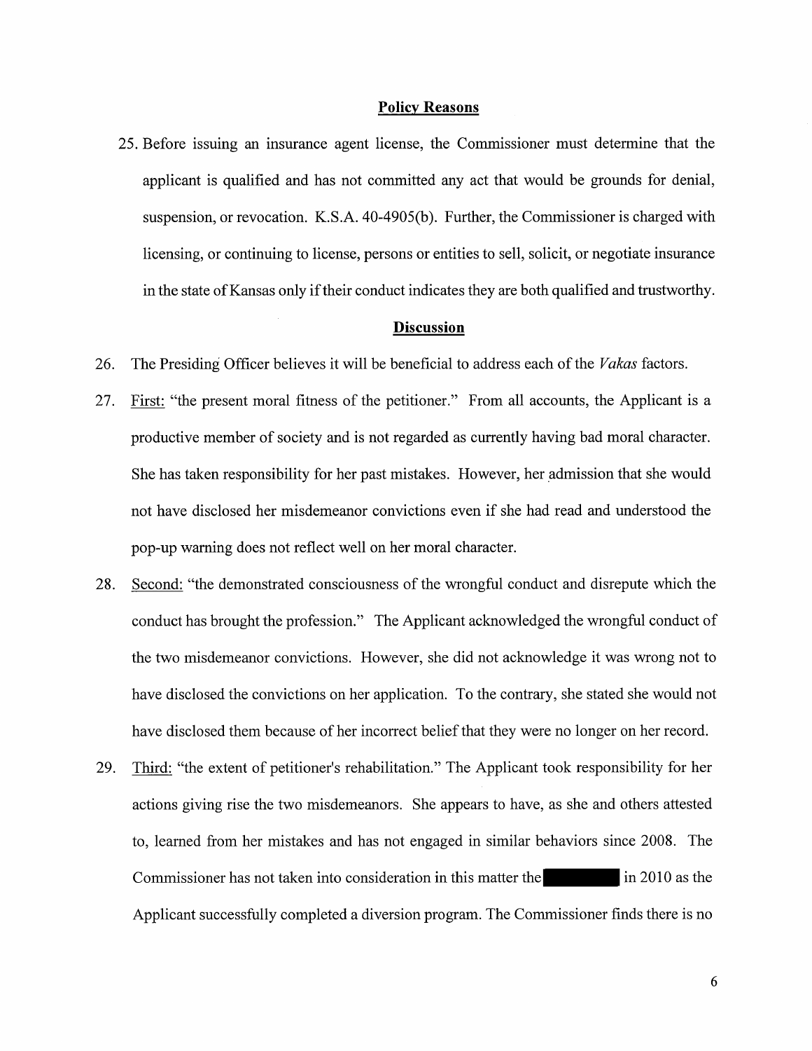## Policy Reasons

25. Before issuing an insurance agent license, the Commissioner must determine that the applicant is qualified and has not committed any act that would be grounds for denial, suspension, or revocation. K.S.A. 40-4905(b). Further, the Commissioner is charged with licensing, or continuing to license, persons or entities to sell, solicit, or negotiate insurance in the state of Kansas only if their conduct indicates they are both qualified and trustworthy.

## Discussion

26. The Presiding Officer believes it will be beneficial to address each of the *Vakas* factors.

27. First: "the present moral fitness of the petitioner." From all accounts, the Applicant is a productive member of society and is not regarded as currently having bad moral character. She has taken responsibility for her past mistakes. However, her admission that she would not have disclosed her misdemeanor convictions even if she had read and understood the pop-up warning does not reflect well on her moral character.

28. Second: "the demonstrated consciousness of the wrongful conduct and disrepute which the conduct has brought the profession." The Applicant acknowledged the wrongful conduct of the two misdemeanor convictions. However, she did not acknowledge it was wrong not to have disclosed the convictions on her application. To the contrary, she stated she would not have disclosed them because of her incorrect belief that they were no longer on her record.

29. Third: "the extent of petitioner's rehabilitation." The Applicant took responsibility for her actions giving rise the two misdemeanors. She appears to have, as she and others attested to, learned from her mistakes and has not engaged in similar behaviors since 2008. The Commissioner has not taken into consideration in this matter the [REDACTED] in 2010 as the Applicant successfully completed a diversion program. The Commissioner finds there is no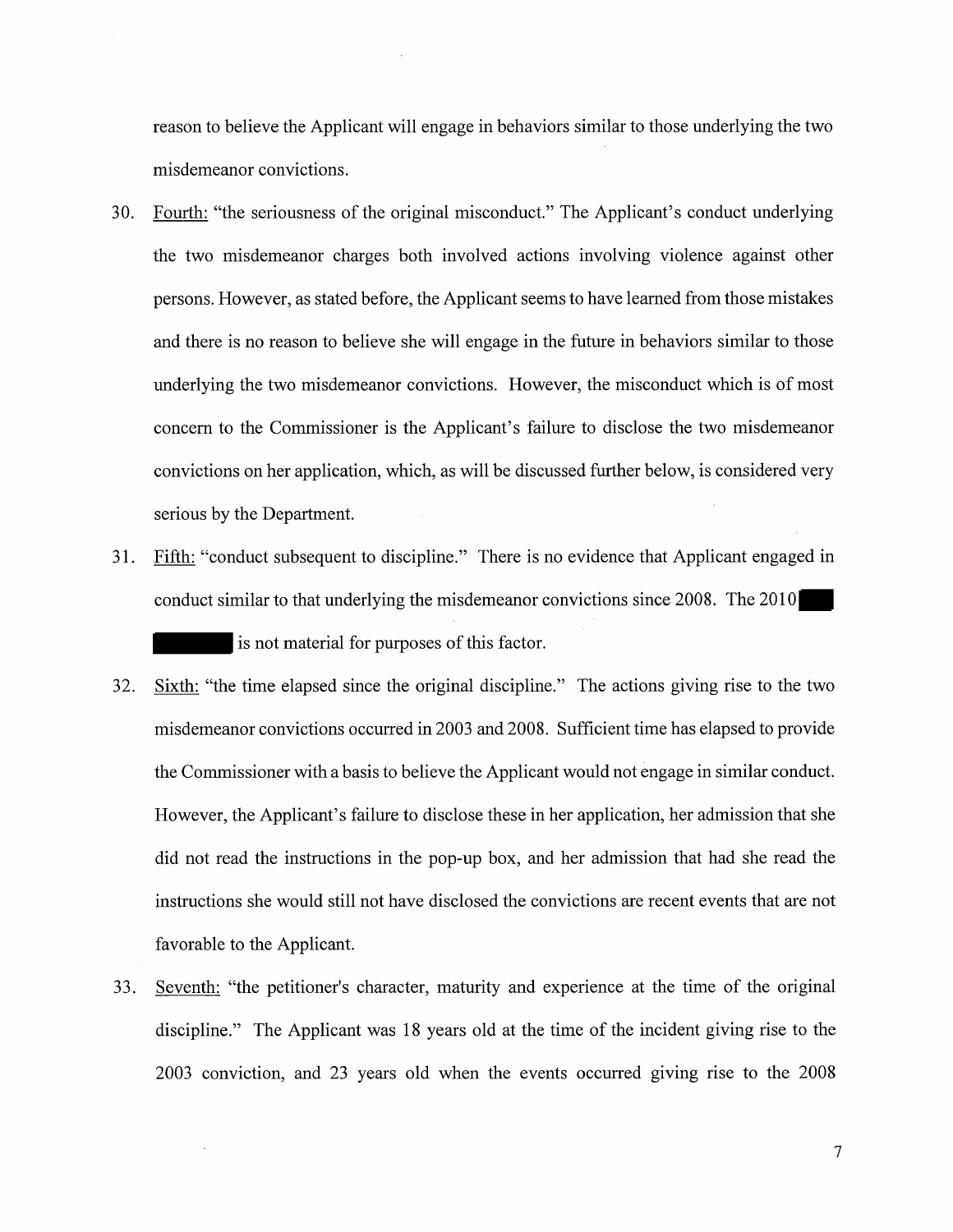reason to believe the Applicant will engage in behaviors similar to those underlying the two misdemeanor convictions.

30. Fourth: "the seriousness of the original misconduct." The Applicant's conduct underlying the two misdemeanor charges both involved actions involving violence against other persons. However, as stated before, the Applicant seems to have learned from those mistakes and there is no reason to believe she will engage in the future in behaviors similar to those underlying the two misdemeanor convictions. However, the misconduct which is of most concern to the Commissioner is the Applicant's failure to disclose the two misdemeanor convictions on her application, which, as will be discussed further below, is considered very serious by the Department.

31. Fifth: "conduct subsequent to discipline." There is no evidence that Applicant engaged in conduct similar to that underlying the misdemeanor convictions since 2008. The 2010 [REDACTED] is not material for purposes of this factor.

32. Sixth: "the time elapsed since the original discipline." The actions giving rise to the two misdemeanor convictions occurred in 2003 and 2008. Sufficient time has elapsed to provide the Commissioner with a basis to believe the Applicant would not engage in similar conduct. However, the Applicant's failure to disclose these in her application, her admission that she did not read the instructions in the pop-up box, and her admission that had she read the instructions she would still not have disclosed the convictions are recent events that are not favorable to the Applicant.

33. Seventh: "the petitioner's character, maturity and experience at the time of the original discipline." The Applicant was 18 years old at the time of the incident giving rise to the 2003 conviction, and 23 years old when the events occurred giving rise to the 2008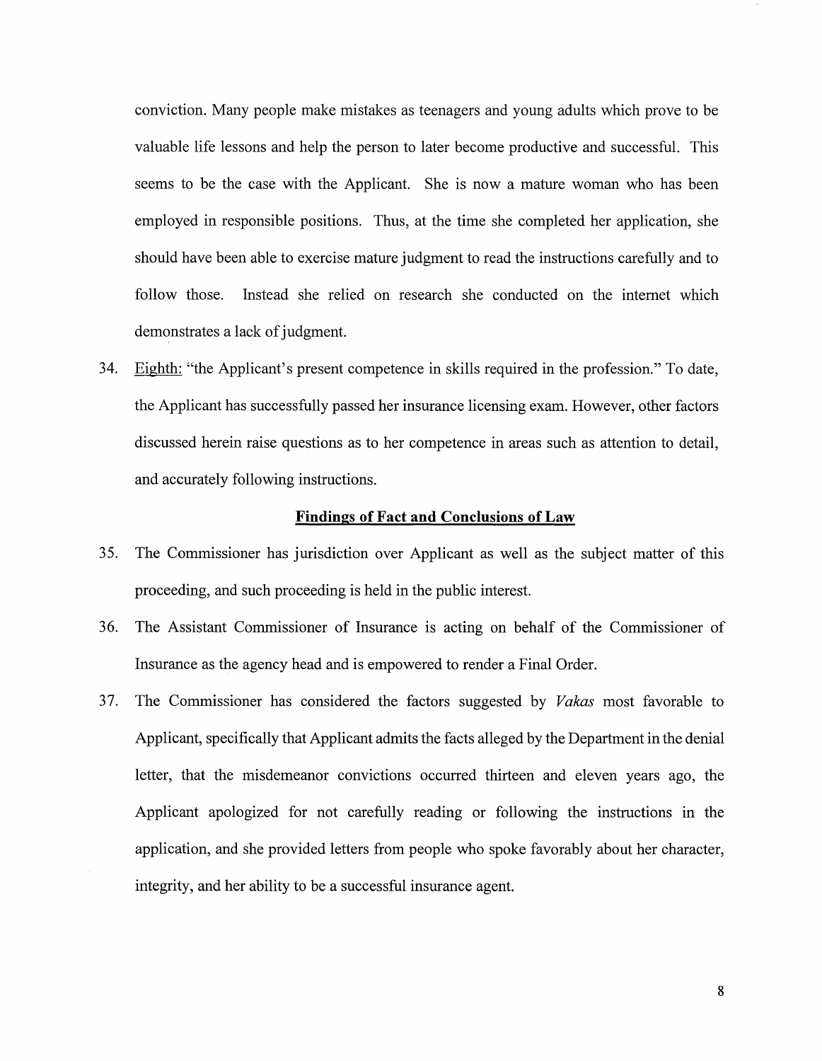conviction. Many people make mistakes as teenagers and young adults which prove to be valuable life lessons and help the person to later become productive and successful. This seems to be the case with the Applicant. She is now a mature woman who has been employed in responsible positions. Thus, at the time she completed her application, she should have been able to exercise mature judgment to read the instructions carefully and to follow those. Instead she relied on research she conducted on the internet which demonstrates a lack of judgment.

34. Eighth: "the Applicant's present competence in skills required in the profession." To date, the Applicant has successfully passed her insurance licensing exam. However, other factors discussed herein raise questions as to her competence in areas such as attention to detail, and accurately following instructions.

## Findings of Fact and Conclusions of Law

35. The Commissioner has jurisdiction over Applicant as well as the subject matter of this proceeding, and such proceeding is held in the public interest.

36. The Assistant Commissioner of Insurance is acting on behalf of the Commissioner of Insurance as the agency head and is empowered to render a Final Order.

37. The Commissioner has considered the factors suggested by *Vakas* most favorable to Applicant, specifically that Applicant admits the facts alleged by the Department in the denial letter, that the misdemeanor convictions occurred thirteen and eleven years ago, the Applicant apologized for not carefully reading or following the instructions in the application, and she provided letters from people who spoke favorably about her character, integrity, and her ability to be a successful insurance agent.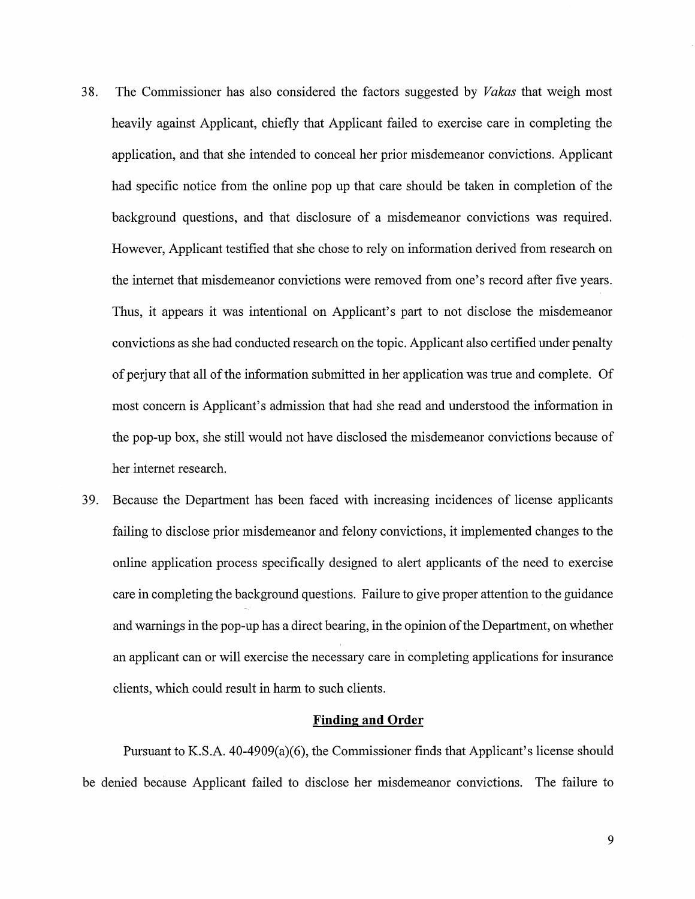38. The Commissioner has also considered the factors suggested by *Vakas* that weigh most heavily against Applicant, chiefly that Applicant failed to exercise care in completing the application, and that she intended to conceal her prior misdemeanor convictions. Applicant had specific notice from the online pop up that care should be taken in completion of the background questions, and that disclosure of a misdemeanor convictions was required. However, Applicant testified that she chose to rely on information derived from research on the internet that misdemeanor convictions were removed from one's record after five years. Thus, it appears it was intentional on Applicant's part to not disclose the misdemeanor convictions as she had conducted research on the topic. Applicant also certified under penalty of perjury that all of the information submitted in her application was true and complete. Of most concern is Applicant's admission that had she read and understood the information in the pop-up box, she still would not have disclosed the misdemeanor convictions because of her internet research.

39. Because the Department has been faced with increasing incidences of license applicants failing to disclose prior misdemeanor and felony convictions, it implemented changes to the online application process specifically designed to alert applicants of the need to exercise care in completing the background questions. Failure to give proper attention to the guidance and warnings in the pop-up has a direct bearing, in the opinion of the Department, on whether an applicant can or will exercise the necessary care in completing applications for insurance clients, which could result in harm to such clients.

## Finding and Order

Pursuant to K.S.A. 40-4909(a)(6), the Commissioner finds that Applicant's license should be denied because Applicant failed to disclose her misdemeanor convictions. The failure to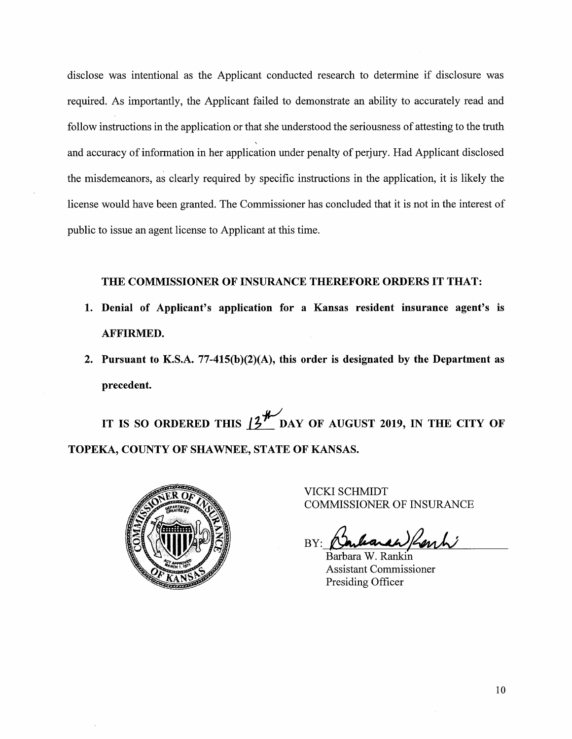disclose was intentional as the Applicant conducted research to determine if disclosure was required. As importantly, the Applicant failed to demonstrate an ability to accurately read and follow instructions in the application or that she understood the seriousness of attesting to the truth and accuracy of information in her application under penalty of perjury. Had Applicant disclosed the misdemeanors, as clearly required by specific instructions in the application, it is likely the license would have been granted. The Commissioner has concluded that it is not in the interest of public to issue an agent license to Applicant at this time.

**THE COMMISSIONER OF INSURANCE THEREFORE ORDERS IT THAT:**

1. **Denial of Applicant's application for a Kansas resident insurance agent's is AFFIRMED.**
2. **Pursuant to K.S.A. 77-415(b)(2)(A), this order is designated by the Department as precedent.**

**IT IS SO ORDERED THIS 13th DAY OF AUGUST 2019, IN THE CITY OF TOPEKA, COUNTY OF SHAWNEE, STATE OF KANSAS.**

VICKI SCHMIDT
COMMISSIONER OF INSURANCE

BY: _Barbara W. Rankin_

Barbara W. Rankin
Assistant Commissioner
Presiding Officer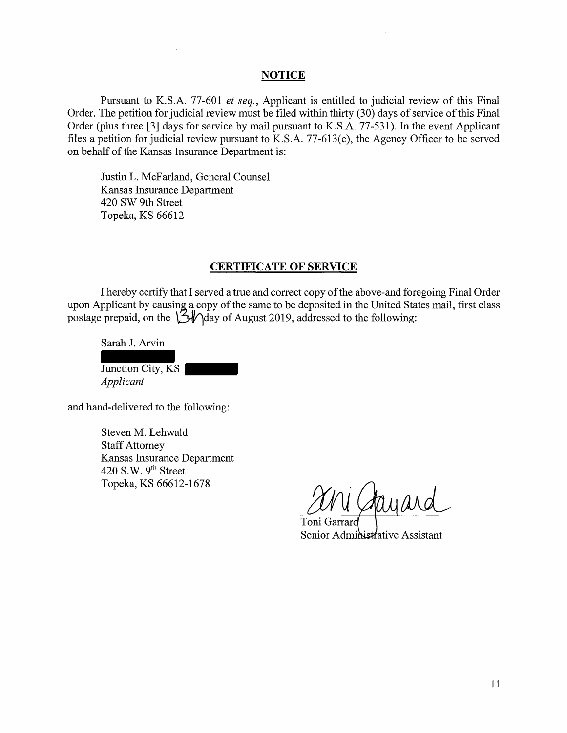## NOTICE

Pursuant to K.S.A. 77-601 *et seq.*, Applicant is entitled to judicial review of this Final Order. The petition for judicial review must be filed within thirty (30) days of service of this Final Order (plus three [3] days for service by mail pursuant to K.S.A. 77-531). In the event Applicant files a petition for judicial review pursuant to K.S.A. 77-613(e), the Agency Officer to be served on behalf of the Kansas Insurance Department is:

Justin L. McFarland, General Counsel
Kansas Insurance Department
420 SW 9th Street
Topeka, KS 66612

## CERTIFICATE OF SERVICE

I hereby certify that I served a true and correct copy of the above-and foregoing Final Order upon Applicant by causing a copy of the same to be deposited in the United States mail, first class postage prepaid, on the 13th day of August 2019, addressed to the following:

Sarah J. Arvin
[REDACTED]
Junction City, KS [REDACTED]
*Applicant*

and hand-delivered to the following:

Steven M. Lehwald
Staff Attorney
Kansas Insurance Department
420 S.W. 9th Street
Topeka, KS 66612-1678

Toni Garrard
Senior Administrative Assistant